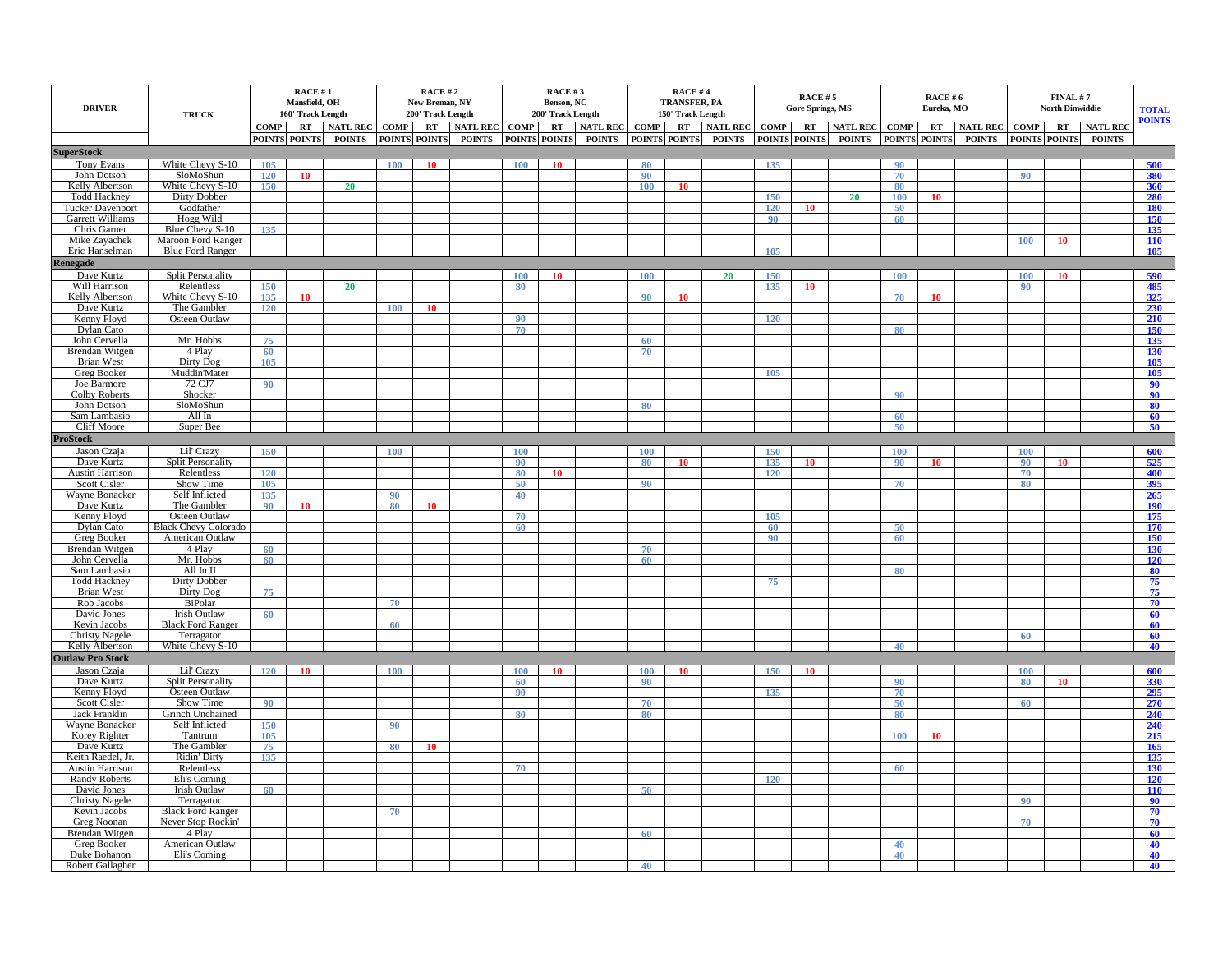| DRIVER | TRUCK | RACE # 1 Mansfield, OH 160' Track Length | | | RACE # 2 New Breman, NY 200' Track Length | | | RACE # 3 Benson, NC 200' Track Length | | | RACE # 4 TRANSFER, PA 150' Track Length | | | RACE # 5 Gore Springs, MS | | | RACE # 6 Eureka, MO | | | FINAL # 7 North Dinwiddie | | | TOTAL POINTS |
|---|---|---|---|---|---|---|---|---|---|---|---|---|---|---|---|---|---|---|---|---|---|---|---|
| | | COMP POINTS | RT POINTS | NATL REC POINTS | COMP POINTS | RT POINTS | NATL REC POINTS | COMP POINTS | RT POINTS | NATL REC POINTS | COMP POINTS | RT POINTS | NATL REC POINTS | COMP POINTS | RT POINTS | NATL REC POINTS | COMP POINTS | RT POINTS | NATL REC POINTS | COMP POINTS | RT POINTS | NATL REC POINTS | |
| **SuperStock** | | | | | | | | | | | | | | | | | | | | | | | |
| Tony Evans | White Chevy S-10 | 105 | | | 100 | 10 | | 100 | 10 | | 80 | | | 135 | | | 90 | | | | | | 500 |
| John Dotson | SloMoShun | 120 | 10 | | | | | | | | 90 | | | | | | 70 | | | 90 | | | 380 |
| Kelly Albertson | White Chevy S-10 | 150 | | 20 | | | | | | | 100 | 10 | | | | | 80 | | | | | | 360 |
| Todd Hackney | Dirty Dobber | | | | | | | | | | | | | 150 | | 20 | 100 | 10 | | | | | 280 |
| Tucker Davenport | Godfather | | | | | | | | | | | | | 120 | 10 | | 50 | | | | | | 180 |
| Garrett Williams | Hogg Wild | | | | | | | | | | | | | 90 | | | 60 | | | | | | 150 |
| Chris Garner | Blue Chevy S-10 | 135 | | | | | | | | | | | | | | | | | | | | | 135 |
| Mike Zayachek | Maroon Ford Ranger | | | | | | | | | | | | | | | | | | | 100 | 10 | | 110 |
| Eric Hanselman | Blue Ford Ranger | | | | | | | | | | | | | 105 | | | | | | | | | 105 |
| **Renegade** | | | | | | | | | | | | | | | | | | | | | | | |
| Dave Kurtz | Split Personality | | | | | | | 100 | 10 | | 100 | | 20 | 150 | | | 100 | | | 100 | 10 | | 590 |
| Will Harrison | Relentless | 150 | | 20 | | | | 80 | | | | | | 135 | 10 | | | | | 90 | | | 485 |
| Kelly Albertson | White Chevy S-10 | 135 | 10 | | | | | | | | 90 | 10 | | | | | 70 | 10 | | | | | 325 |
| Dave Kurtz | The Gambler | 120 | | | 100 | 10 | | | | | | | | | | | | | | | | | 230 |
| Kenny Floyd | Osteen Outlaw | | | | | | | 90 | | | | | | 120 | | | | | | | | | 210 |
| Dylan Cato | | | | | | | | 70 | | | | | | | | | 80 | | | | | | 150 |
| John Cervella | Mr. Hobbs | 75 | | | | | | | | | 60 | | | | | | | | | | | | 135 |
| Brendan Witgen | 4 Play | 60 | | | | | | | | | 70 | | | | | | | | | | | | 130 |
| Brian West | Dirty Dog | 105 | | | | | | | | | | | | | | | | | | | | | 105 |
| Greg Booker | Muddin'Mater | | | | | | | | | | | | | 105 | | | | | | | | | 105 |
| Joe Barmore | 72 CJ7 | 90 | | | | | | | | | | | | | | | | | | | | | 90 |
| Colby Roberts | Shocker | | | | | | | | | | | | | | | | 90 | | | | | | 90 |
| John Dotson | SloMoShun | | | | | | | | | | 80 | | | | | | | | | | | | 80 |
| Sam Lambasio | All In | | | | | | | | | | | | | | | | 60 | | | | | | 60 |
| Cliff Moore | Super Bee | | | | | | | | | | | | | | | | 50 | | | | | | 50 |
| **ProStock** | | | | | | | | | | | | | | | | | | | | | | | |
| Jason Czaja | Lil' Crazy | 150 | | | 100 | | | 100 | | | 100 | | | 150 | | | 100 | | | 100 | | | 600 |
| Dave Kurtz | Split Personality | | | | | | | 90 | | | 80 | 10 | | 135 | 10 | | 90 | 10 | | 90 | 10 | | 525 |
| Austin Harrison | Relentless | 120 | | | | | | 80 | 10 | | | | | 120 | | | | | | 70 | | | 400 |
| Scott Cisler | Show Time | 105 | | | | | | 50 | | | 90 | | | | | | 70 | | | 80 | | | 395 |
| Wayne Bonacker | Self Inflicted | 135 | | | 90 | | | 40 | | | | | | | | | | | | | | | 265 |
| Dave Kurtz | The Gambler | 90 | 10 | | 80 | 10 | | | | | | | | | | | | | | | | | 190 |
| Kenny Floyd | Osteen Outlaw | | | | | | | 70 | | | | | | 105 | | | | | | | | | 175 |
| Dylan Cato | Black Chevy Colorado | | | | | | | 60 | | | | | | 60 | | | 50 | | | | | | 170 |
| Greg Booker | American Outlaw | | | | | | | | | | | | | 90 | | | 60 | | | | | | 150 |
| Brendan Witgen | 4 Play | 60 | | | | | | | | | 70 | | | | | | | | | | | | 130 |
| John Cervella | Mr. Hobbs | 60 | | | | | | | | | 60 | | | | | | | | | | | | 120 |
| Sam Lambasio | All In II | | | | | | | | | | | | | | | | 80 | | | | | | 80 |
| Todd Hackney | Dirty Dobber | | | | | | | | | | | | | 75 | | | | | | | | | 75 |
| Brian West | Dirty Dog | 75 | | | | | | | | | | | | | | | | | | | | | 75 |
| Rob Jacobs | BiPolar | | | | 70 | | | | | | | | | | | | | | | | | | 70 |
| David Jones | Irish Outlaw | 60 | | | | | | | | | | | | | | | | | | | | | 60 |
| Kevin Jacobs | Black Ford Ranger | | | | 60 | | | | | | | | | | | | | | | | | | 60 |
| Christy Nagele | Terragator | | | | | | | | | | | | | | | | | | | 60 | | | 60 |
| Kelly Albertson | White Chevy S-10 | | | | | | | | | | | | | | | | 40 | | | | | | 40 |
| **Outlaw Pro Stock** | | | | | | | | | | | | | | | | | | | | | | | |
| Jason Czaja | Lil' Crazy | 120 | 10 | | 100 | | | 100 | 10 | | 100 | 10 | | 150 | 10 | | | | | 100 | | | 600 |
| Dave Kurtz | Split Personality | | | | | | | 60 | | | 90 | | | | | | 90 | | | 80 | 10 | | 330 |
| Kenny Floyd | Osteen Outlaw | | | | | | | 90 | | | | | | 135 | | | 70 | | | | | | 295 |
| Scott Cisler | Show Time | 90 | | | | | | | | | 70 | | | | | | 50 | | | 60 | | | 270 |
| Jack Franklin | Grinch Unchained | | | | | | | 80 | | | 80 | | | | | | 80 | | | | | | 240 |
| Wayne Bonacker | Self Inflicted | 150 | | | 90 | | | | | | | | | | | | | | | | | | 240 |
| Korey Righter | Tantrum | 105 | | | | | | | | | | | | | | | 100 | 10 | | | | | 215 |
| Dave Kurtz | The Gambler | 75 | | | 80 | 10 | | | | | | | | | | | | | | | | | 165 |
| Keith Raedel, Jr. | Ridin' Dirty | 135 | | | | | | | | | | | | | | | | | | | | | 135 |
| Austin Harrison | Relentless | | | | | | | 70 | | | | | | | | | 60 | | | | | | 130 |
| Randy Roberts | Eli's Coming | | | | | | | | | | | | | 120 | | | | | | | | | 120 |
| David Jones | Irish Outlaw | 60 | | | | | | | | | 50 | | | | | | | | | | | | 110 |
| Christy Nagele | Terragator | | | | | | | | | | | | | | | | | | | 90 | | | 90 |
| Kevin Jacobs | Black Ford Ranger | | | | 70 | | | | | | | | | | | | | | | | | | 70 |
| Greg Noonan | Never Stop Rockin' | | | | | | | | | | | | | | | | | | | 70 | | | 70 |
| Brendan Witgen | 4 Play | | | | | | | | | | 60 | | | | | | | | | | | | 60 |
| Greg Booker | American Outlaw | | | | | | | | | | | | | | | | 40 | | | | | | 40 |
| Duke Bohanon | Eli's Coming | | | | | | | | | | | | | | | | 40 | | | | | | 40 |
| Robert Gallagher | | | | | | | | | | | 40 | | | | | | | | | | | | 40 |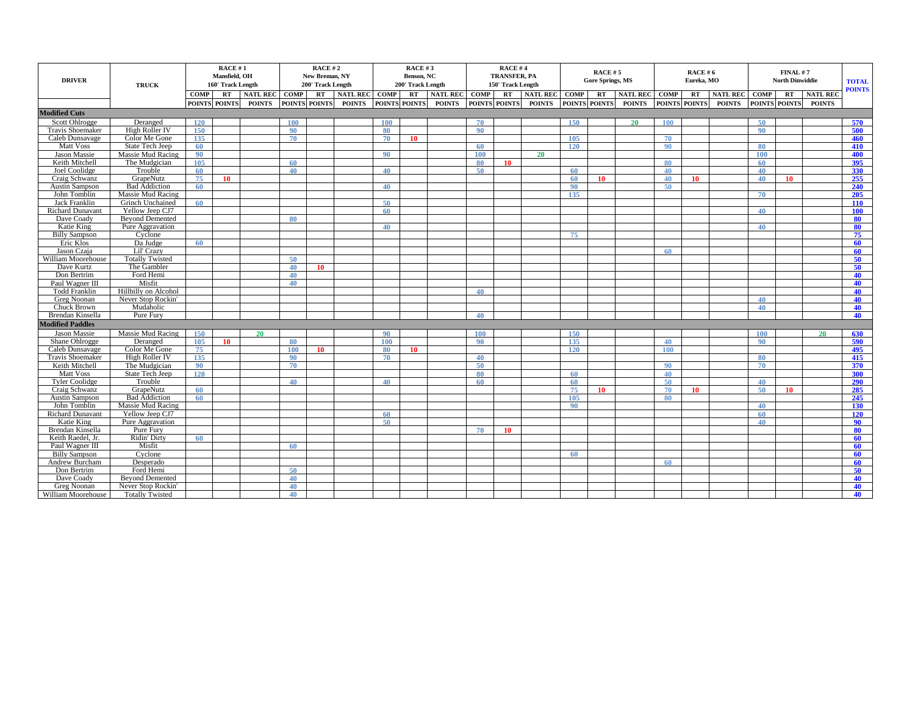| DRIVER | TRUCK | RACE # 1 Mansfield, OH 160' Track Length | | | RACE # 2 New Breman, NY 200' Track Length | | | RACE # 3 Benson, NC 200' Track Length | | | RACE # 4 TRANSFER, PA 150' Track Length | | | RACE # 5 Gore Springs, MS | | | RACE # 6 Eureka, MO | | | FINAL # 7 North Dinwiddie | | | TOTAL POINTS |
|---|---|---|---|---|---|---|---|---|---|---|---|---|---|---|---|---|---|---|---|---|---|---|---|
| | | COMP POINTS | RT POINTS | NATL REC POINTS | COMP POINTS | RT POINTS | NATL REC POINTS | COMP POINTS | RT POINTS | NATL REC POINTS | COMP POINTS | RT POINTS | NATL REC POINTS | COMP POINTS | RT POINTS | NATL REC POINTS | COMP POINTS | RT POINTS | NATL REC POINTS | COMP POINTS | RT POINTS | NATL REC POINTS | |
| **Modified Cuts** | | | | | | | | | | | | | | | | | | | | | | | |
| Scott Ohlrogge | Deranged | 120 | | | 100 | | | 100 | | | 70 | | | 150 | | 20 | 100 | | | 50 | | | 570 |
| Travis Shoemaker | High Roller IV | 150 | | | 90 | | | 80 | | | 90 | | | | | | | | | 90 | | | 500 |
| Caleb Dunsavage | Color Me Gone | 135 | | | 70 | | | 70 | 10 | | | | | 105 | | | 70 | | | | | | 460 |
| Matt Voss | State Tech Jeep | 60 | | | | | | | | | 60 | | | 120 | | | 90 | | | 80 | | | 410 |
| Jason Massie | Massie Mud Racing | 90 | | | | | | 90 | | | 100 | | 20 | | | | | | | 100 | | | 400 |
| Keith Mitchell | The Mudgician | 105 | | | 60 | | | | | | 80 | 10 | | | | | 80 | | | 60 | | | 395 |
| Joel Coolidge | Trouble | 60 | | | 40 | | | 40 | | | 50 | | | 60 | | | 40 | | | 40 | | | 330 |
| Craig Schwanz | GrapeNutz | 75 | 10 | | | | | | | | | | | 60 | 10 | | 40 | 10 | | 40 | 10 | | 255 |
| Austin Sampson | Bad Addiction | 60 | | | | | | 40 | | | | | | 90 | | | 50 | | | | | | 240 |
| John Tomblin | Massie Mud Racing | | | | | | | | | | | | | 135 | | | | | | 70 | | | 205 |
| Jack Franklin | Grinch Unchained | 60 | | | | | | 50 | | | | | | | | | | | | | | | 110 |
| Richard Dunavant | Yellow Jeep CJ7 | | | | | | | 60 | | | | | | | | | | | | 40 | | | 100 |
| Dave Coady | Beyond Demented | | | | 80 | | | | | | | | | | | | | | | | | | 80 |
| Katie King | Pure Aggravation | | | | | | | 40 | | | | | | | | | | | | 40 | | | 80 |
| Billy Sampson | Cyclone | | | | | | | | | | | | | 75 | | | | | | | | | 75 |
| Eric Klos | Da Judge | 60 | | | | | | | | | | | | | | | | | | | | | 60 |
| Jason Czaja | Lil' Crazy | | | | | | | | | | | | | | | | 60 | | | | | | 60 |
| William Moorehouse | Totally Twisted | | | | 50 | | | | | | | | | | | | | | | | | | 50 |
| Dave Kurtz | The Gambler | | | | 40 | 10 | | | | | | | | | | | | | | | | | 50 |
| Don Bertrim | Ford Hemi | | | | 40 | | | | | | | | | | | | | | | | | | 40 |
| Paul Wagner III | Misfit | | | | 40 | | | | | | | | | | | | | | | | | | 40 |
| Todd Franklin | Hillbilly on Alcohol | | | | | | | | | | 40 | | | | | | | | | | | | 40 |
| Greg Noonan | Never Stop Rockin' | | | | | | | | | | | | | | | | | | | 40 | | | 40 |
| Chuck Brown | Mudaholic | | | | | | | | | | | | | | | | | | | 40 | | | 40 |
| Brendan Kinsella | Pure Fury | | | | | | | | | | 40 | | | | | | | | | | | | 40 |
| **Modified Paddles** | | | | | | | | | | | | | | | | | | | | | | | |
| Jason Massie | Massie Mud Racing | 150 | | 20 | | | | 90 | | | 100 | | | 150 | | | | | | 100 | | 20 | 630 |
| Shane Ohlrogge | Deranged | 105 | 10 | | 80 | | | 100 | | | 90 | | | 135 | | | 40 | | | 90 | | | 590 |
| Caleb Dunsavage | Color Me Gone | 75 | | | 100 | 10 | | 80 | 10 | | | | | 120 | | | 100 | | | | | | 495 |
| Travis Shoemaker | High Roller IV | 135 | | | 90 | | | 70 | | | 40 | | | | | | | | | 80 | | | 415 |
| Keith Mitchell | The Mudgician | 90 | | | 70 | | | | | | 50 | | | | | | 90 | | | 70 | | | 370 |
| Matt Voss | State Tech Jeep | 120 | | | | | | | | | 80 | | | 60 | | | 40 | | | | | | 300 |
| Tyler Coolidge | Trouble | | | | 40 | | | 40 | | | 60 | | | 60 | | | 50 | | | 40 | | | 290 |
| Craig Schwanz | GrapeNutz | 60 | | | | | | | | | | | | 75 | 10 | | 70 | 10 | | 50 | 10 | | 285 |
| Austin Sampson | Bad Addiction | 60 | | | | | | | | | | | | 105 | | | 80 | | | | | | 245 |
| John Tomblin | Massie Mud Racing | | | | | | | | | | | | | 90 | | | | | | 40 | | | 130 |
| Richard Dunavant | Yellow Jeep CJ7 | | | | | | | 60 | | | | | | | | | | | | 60 | | | 120 |
| Katie King | Pure Aggravation | | | | | | | 50 | | | | | | | | | | | | 40 | | | 90 |
| Brendan Kinsella | Pure Fury | | | | | | | | | | 70 | 10 | | | | | | | | | | | 80 |
| Keith Raedel, Jr. | Ridin' Dirty | 60 | | | | | | | | | | | | | | | | | | | | | 60 |
| Paul Wagner III | Misfit | | | | 60 | | | | | | | | | | | | | | | | | | 60 |
| Billy Sampson | Cyclone | | | | | | | | | | | | | 60 | | | | | | | | | 60 |
| Andrew Burcham | Desperado | | | | | | | | | | | | | | | | 60 | | | | | | 60 |
| Don Bertrim | Ford Hemi | | | | 50 | | | | | | | | | | | | | | | | | | 50 |
| Dave Coady | Beyond Demented | | | | 40 | | | | | | | | | | | | | | | | | | 40 |
| Greg Noonan | Never Stop Rockin' | | | | 40 | | | | | | | | | | | | | | | | | | 40 |
| William Moorehouse | Totally Twisted | | | | 40 | | | | | | | | | | | | | | | | | | 40 |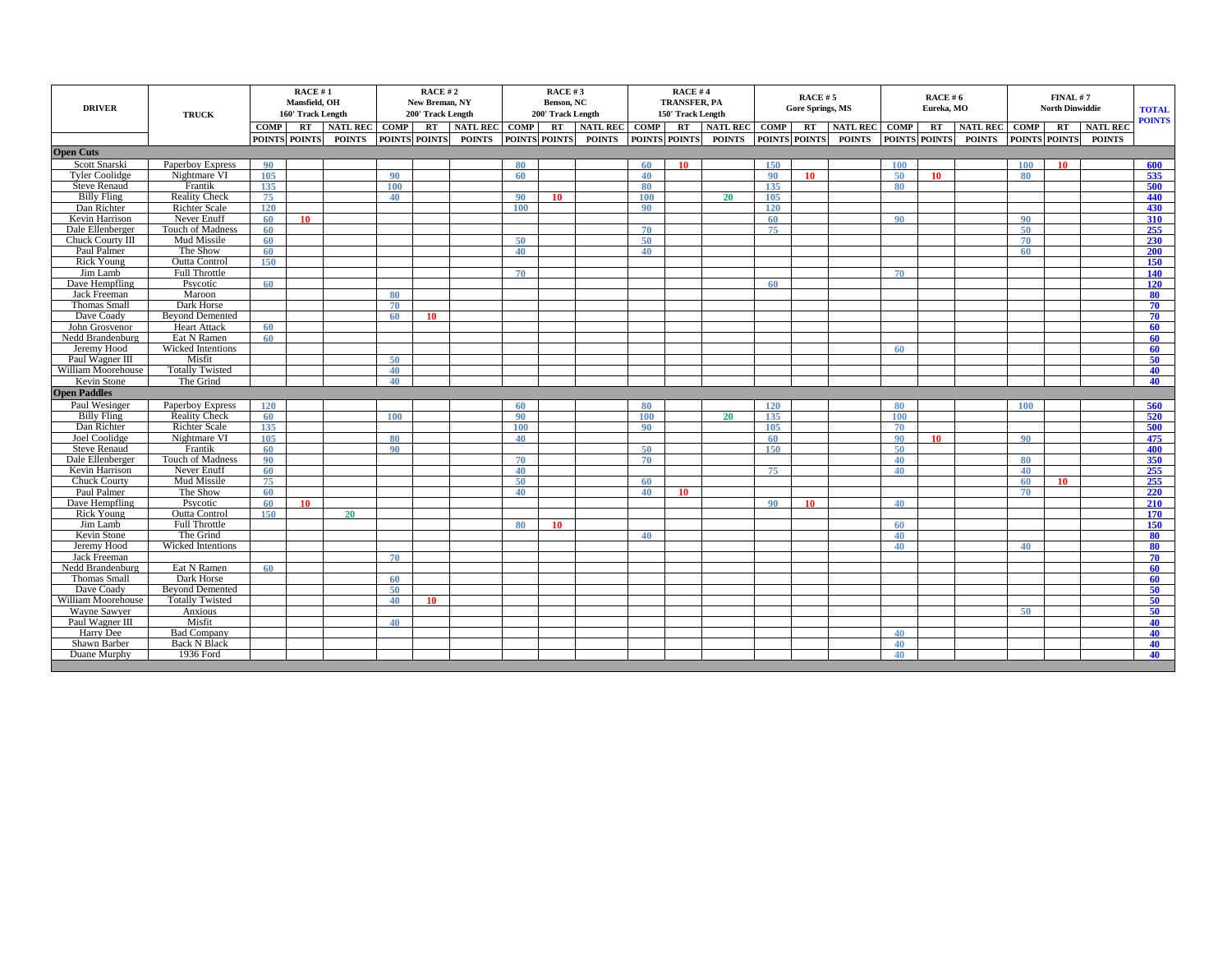| DRIVER | TRUCK | RACE # 1 Mansfield, OH 160' Track Length | | | RACE # 2 New Breman, NY 200' Track Length | | | RACE # 3 Benson, NC 200' Track Length | | | RACE # 4 TRANSFER, PA 150' Track Length | | | RACE # 5 Gore Springs, MS | | | RACE # 6 Eureka, MO | | | FINAL # 7 North Dinwiddie | | | TOTAL POINTS |
|---|---|---|---|---|---|---|---|---|---|---|---|---|---|---|---|---|---|---|---|---|---|---|---|
| | | COMP POINTS | RT POINTS | NATL REC POINTS | COMP POINTS | RT POINTS | NATL REC POINTS | COMP POINTS | RT POINTS | NATL REC POINTS | COMP POINTS | RT POINTS | NATL REC POINTS | COMP POINTS | RT POINTS | NATL REC POINTS | COMP POINTS | RT POINTS | NATL REC POINTS | COMP POINTS | RT POINTS | NATL REC POINTS | |
| **Open Cuts** | | | | | | | | | | | | | | | | | | | | | | | |
| Scott Snarski | Paperboy Express | 90 | | | | | | 80 | | | 60 | 10 | | 150 | | | 100 | | | 100 | 10 | | 600 |
| Tyler Coolidge | Nightmare VI | 105 | | | 90 | | | 60 | | | 40 | | | 90 | 10 | | 50 | 10 | | 80 | | | 535 |
| Steve Renaud | Frantik | 135 | | | 100 | | | | | | 80 | | | 135 | | | 80 | | | | | | 500 |
| Billy Fling | Reality Check | 75 | | | 40 | | | 90 | 10 | | 100 | | 20 | 105 | | | | | | | | | 440 |
| Dan Richter | Richter Scale | 120 | | | | | | 100 | | | 90 | | | 120 | | | | | | | | | 430 |
| Kevin Harrison | Never Enuff | 60 | 10 | | | | | | | | | | | 60 | | | 90 | | | 90 | | | 310 |
| Dale Ellenberger | Touch of Madness | 60 | | | | | | | | | 70 | | | 75 | | | | | | 50 | | | 255 |
| Chuck Coury III | Mud Missile | 60 | | | | | | 50 | | | 50 | | | | | | | | | 70 | | | 230 |
| Paul Palmer | The Show | 60 | | | | | | 40 | | | 40 | | | | | | | | | 60 | | | 200 |
| Rick Young | Outta Control | 150 | | | | | | | | | | | | | | | | | | | | | 150 |
| Jim Lamb | Full Throttle | | | | | | | 70 | | | | | | | | | 70 | | | | | | 140 |
| Dave Hempfling | Psycotic | 60 | | | | | | | | | | | | 60 | | | | | | | | | 120 |
| Jack Freeman | Maroon | | | | 80 | | | | | | | | | | | | | | | | | | 80 |
| Thomas Small | Dark Horse | | | | 70 | | | | | | | | | | | | | | | | | | 70 |
| Dave Coady | Beyond Demented | | | | 60 | 10 | | | | | | | | | | | | | | | | | 70 |
| John Grosvenor | Heart Attack | 60 | | | | | | | | | | | | | | | | | | | | | 60 |
| Nedd Brandenburg | Eat N Ramen | 60 | | | | | | | | | | | | | | | | | | | | | 60 |
| Jeremy Hood | Wicked Intentions | | | | | | | | | | | | | | | | 60 | | | | | | 60 |
| Paul Wagner III | Misfit | | | | 50 | | | | | | | | | | | | | | | | | | 50 |
| William Moorehouse | Totally Twisted | | | | 40 | | | | | | | | | | | | | | | | | | 40 |
| Kevin Stone | The Grind | | | | 40 | | | | | | | | | | | | | | | | | | 40 |
| **Open Paddles** | | | | | | | | | | | | | | | | | | | | | | | |
| Paul Wesinger | Paperboy Express | 120 | | | | | | 60 | | | 80 | | | 120 | | | 80 | | | 100 | | | 560 |
| Billy Fling | Reality Check | 60 | | | 100 | | | 90 | | | 100 | | 20 | 135 | | | 100 | | | | | | 520 |
| Dan Richter | Richter Scale | 135 | | | | | | 100 | | | 90 | | | 105 | | | 70 | | | | | | 500 |
| Joel Coolidge | Nightmare VI | 105 | | | 80 | | | 40 | | | | | | 60 | | | 90 | 10 | | 90 | | | 475 |
| Steve Renaud | Frantik | 60 | | | 90 | | | | | | 50 | | | 150 | | | 50 | | | | | | 400 |
| Dale Ellenberger | Touch of Madness | 90 | | | | | | 70 | | | 70 | | | | | | 40 | | | 80 | | | 350 |
| Kevin Harrison | Never Enuff | 60 | | | | | | 40 | | | | | | 75 | | | 40 | | | 40 | | | 255 |
| Chuck Coury | Mud Missile | 75 | | | | | | 50 | | | 60 | | | | | | | | | 60 | 10 | | 255 |
| Paul Palmer | The Show | 60 | | | | | | 40 | | | 40 | 10 | | | | | | | | 70 | | | 220 |
| Dave Hempfling | Psycotic | 60 | 10 | | | | | | | | | | | 90 | 10 | | 40 | | | | | | 210 |
| Rick Young | Outta Control | 150 | | 20 | | | | | | | | | | | | | | | | | | | 170 |
| Jim Lamb | Full Throttle | | | | | | | 80 | 10 | | | | | | | | 60 | | | | | | 150 |
| Kevin Stone | The Grind | | | | | | | | | | 40 | | | | | | 40 | | | | | | 80 |
| Jeremy Hood | Wicked Intentions | | | | | | | | | | | | | | | | 40 | | | 40 | | | 80 |
| Jack Freeman | | | | | 70 | | | | | | | | | | | | | | | | | | 70 |
| Nedd Brandenburg | Eat N Ramen | 60 | | | | | | | | | | | | | | | | | | | | | 60 |
| Thomas Small | Dark Horse | | | | 60 | | | | | | | | | | | | | | | | | | 60 |
| Dave Coady | Beyond Demented | | | | 50 | | | | | | | | | | | | | | | | | | 50 |
| William Moorehouse | Totally Twisted | | | | 40 | 10 | | | | | | | | | | | | | | | | | 50 |
| Wayne Sawyer | Anxious | | | | | | | | | | | | | | | | | | | 50 | | | 50 |
| Paul Wagner III | Misfit | | | | 40 | | | | | | | | | | | | | | | | | | 40 |
| Harry Dee | Bad Company | | | | | | | | | | | | | | | | 40 | | | | | | 40 |
| Shawn Barber | Back N Black | | | | | | | | | | | | | | | | 40 | | | | | | 40 |
| Duane Murphy | 1936 Ford | | | | | | | | | | | | | | | | 40 | | | | | | 40 |